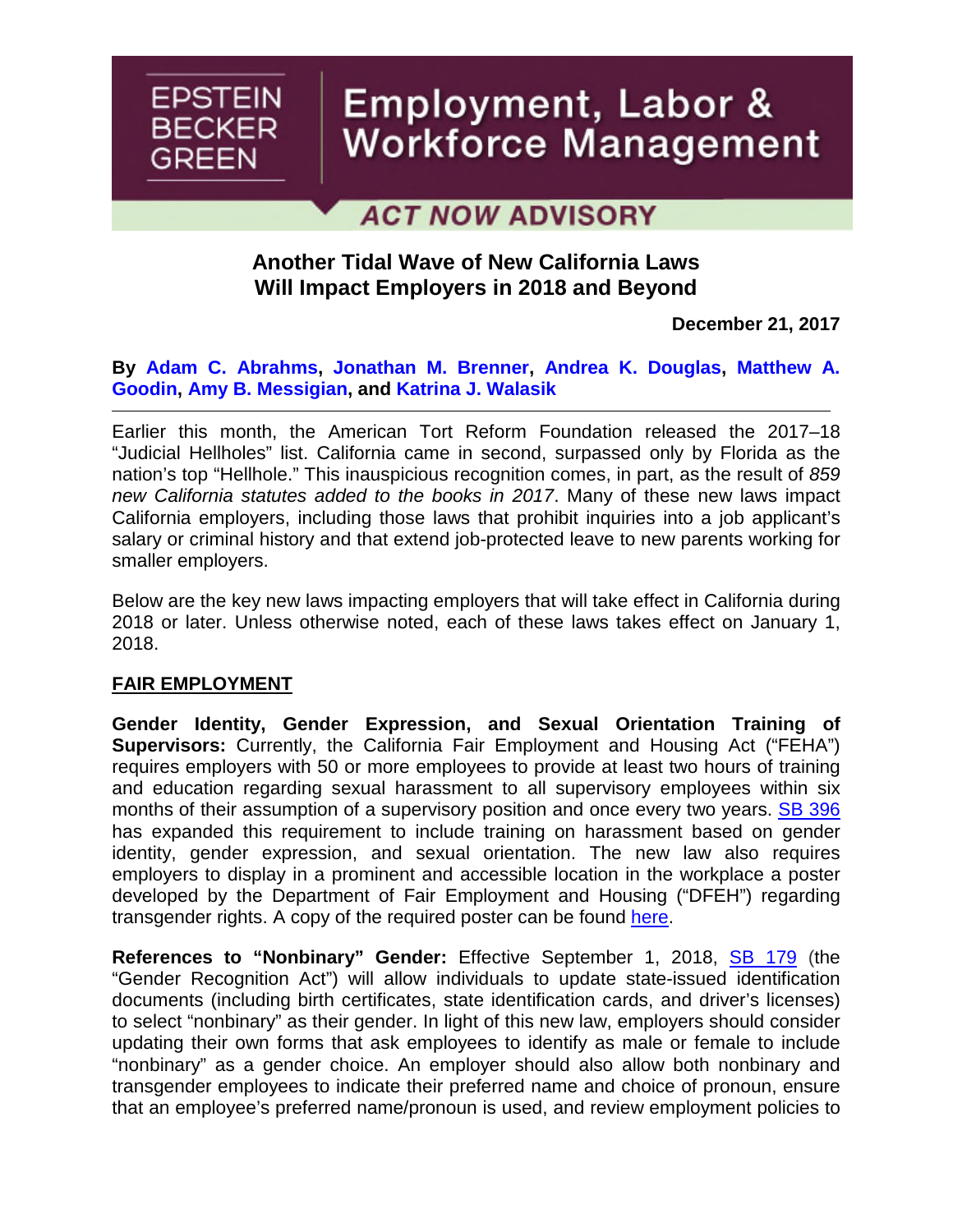EPSTEIN BECKER GREEN

# Employment, Labor & Workforce Management

**ACT NOW ADVISORY**

## Another Tidal Wave of New California Laws Will Impact Employers in 2018 and Beyond

**December 21, 2017**

**By Adam C. Abrahms, Jonathan M. Brenner, Andrea K. Douglas, Matthew A. Goodin, Amy B. Messigian, and Katrina J. Walasik**

---

Earlier this month, the American Tort Reform Foundation released the 2017–18 "Judicial Hellholes" list. California came in second, surpassed only by Florida as the nation's top "Hellhole." This inauspicious recognition comes, in part, as the result of *859 new California statutes added to the books in 2017*. Many of these new laws impact California employers, including those laws that prohibit inquiries into a job applicant's salary or criminal history and that extend job-protected leave to new parents working for smaller employers.

Below are the key new laws impacting employers that will take effect in California during 2018 or later. Unless otherwise noted, each of these laws takes effect on January 1, 2018.

### FAIR EMPLOYMENT

**Gender Identity, Gender Expression, and Sexual Orientation Training of Supervisors:** Currently, the California Fair Employment and Housing Act ("FEHA") requires employers with 50 or more employees to provide at least two hours of training and education regarding sexual harassment to all supervisory employees within six months of their assumption of a supervisory position and once every two years. SB 396 has expanded this requirement to include training on harassment based on gender identity, gender expression, and sexual orientation. The new law also requires employers to display in a prominent and accessible location in the workplace a poster developed by the Department of Fair Employment and Housing ("DFEH") regarding transgender rights. A copy of the required poster can be found here.

**References to "Nonbinary" Gender:** Effective September 1, 2018, SB 179 (the "Gender Recognition Act") will allow individuals to update state-issued identification documents (including birth certificates, state identification cards, and driver's licenses) to select "nonbinary" as their gender. In light of this new law, employers should consider updating their own forms that ask employees to identify as male or female to include "nonbinary" as a gender choice. An employer should also allow both nonbinary and transgender employees to indicate their preferred name and choice of pronoun, ensure that an employee's preferred name/pronoun is used, and review employment policies to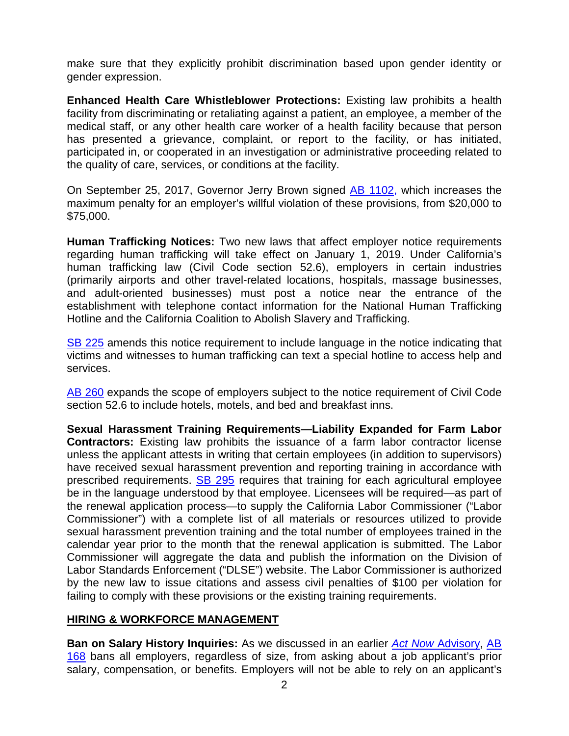make sure that they explicitly prohibit discrimination based upon gender identity or gender expression.

**Enhanced Health Care Whistleblower Protections:** Existing law prohibits a health facility from discriminating or retaliating against a patient, an employee, a member of the medical staff, or any other health care worker of a health facility because that person has presented a grievance, complaint, or report to the facility, or has initiated, participated in, or cooperated in an investigation or administrative proceeding related to the quality of care, services, or conditions at the facility.

On September 25, 2017, Governor Jerry Brown signed AB 1102, which increases the maximum penalty for an employer's willful violation of these provisions, from $20,000 to $75,000.

**Human Trafficking Notices:** Two new laws that affect employer notice requirements regarding human trafficking will take effect on January 1, 2019. Under California's human trafficking law (Civil Code section 52.6), employers in certain industries (primarily airports and other travel-related locations, hospitals, massage businesses, and adult-oriented businesses) must post a notice near the entrance of the establishment with telephone contact information for the National Human Trafficking Hotline and the California Coalition to Abolish Slavery and Trafficking.

SB 225 amends this notice requirement to include language in the notice indicating that victims and witnesses to human trafficking can text a special hotline to access help and services.

AB 260 expands the scope of employers subject to the notice requirement of Civil Code section 52.6 to include hotels, motels, and bed and breakfast inns.

**Sexual Harassment Training Requirements—Liability Expanded for Farm Labor Contractors:** Existing law prohibits the issuance of a farm labor contractor license unless the applicant attests in writing that certain employees (in addition to supervisors) have received sexual harassment prevention and reporting training in accordance with prescribed requirements. SB 295 requires that training for each agricultural employee be in the language understood by that employee. Licensees will be required—as part of the renewal application process—to supply the California Labor Commissioner ("Labor Commissioner") with a complete list of all materials or resources utilized to provide sexual harassment prevention training and the total number of employees trained in the calendar year prior to the month that the renewal application is submitted. The Labor Commissioner will aggregate the data and publish the information on the Division of Labor Standards Enforcement ("DLSE") website. The Labor Commissioner is authorized by the new law to issue citations and assess civil penalties of $100 per violation for failing to comply with these provisions or the existing training requirements.

## HIRING & WORKFORCE MANAGEMENT

**Ban on Salary History Inquiries:** As we discussed in an earlier *Act Now* Advisory, AB 168 bans all employers, regardless of size, from asking about a job applicant's prior salary, compensation, or benefits. Employers will not be able to rely on an applicant's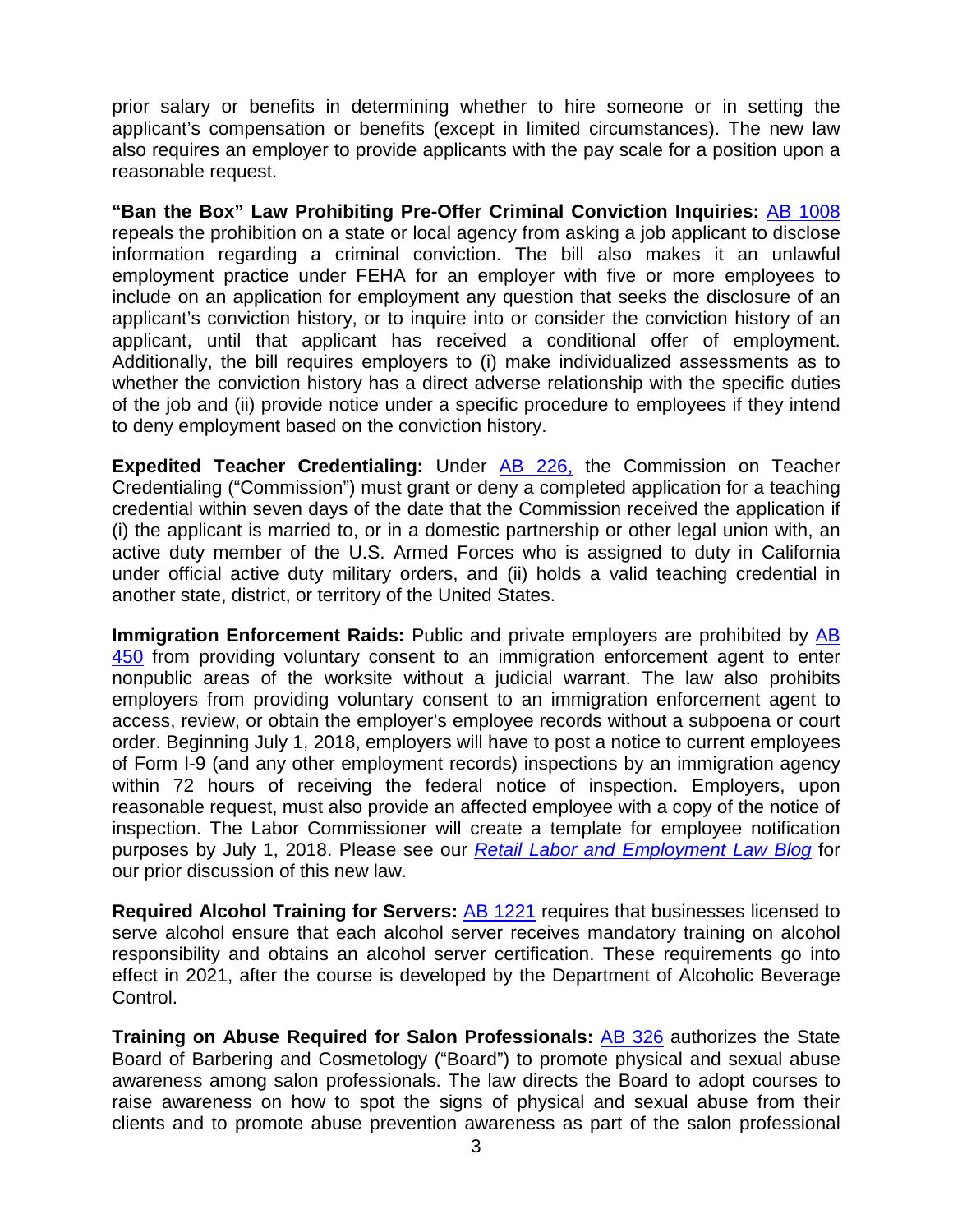prior salary or benefits in determining whether to hire someone or in setting the applicant's compensation or benefits (except in limited circumstances). The new law also requires an employer to provide applicants with the pay scale for a position upon a reasonable request.

**"Ban the Box" Law Prohibiting Pre-Offer Criminal Conviction Inquiries:** AB 1008 repeals the prohibition on a state or local agency from asking a job applicant to disclose information regarding a criminal conviction. The bill also makes it an unlawful employment practice under FEHA for an employer with five or more employees to include on an application for employment any question that seeks the disclosure of an applicant's conviction history, or to inquire into or consider the conviction history of an applicant, until that applicant has received a conditional offer of employment. Additionally, the bill requires employers to (i) make individualized assessments as to whether the conviction history has a direct adverse relationship with the specific duties of the job and (ii) provide notice under a specific procedure to employees if they intend to deny employment based on the conviction history.

**Expedited Teacher Credentialing:** Under AB 226, the Commission on Teacher Credentialing ("Commission") must grant or deny a completed application for a teaching credential within seven days of the date that the Commission received the application if (i) the applicant is married to, or in a domestic partnership or other legal union with, an active duty member of the U.S. Armed Forces who is assigned to duty in California under official active duty military orders, and (ii) holds a valid teaching credential in another state, district, or territory of the United States.

**Immigration Enforcement Raids:** Public and private employers are prohibited by AB 450 from providing voluntary consent to an immigration enforcement agent to enter nonpublic areas of the worksite without a judicial warrant. The law also prohibits employers from providing voluntary consent to an immigration enforcement agent to access, review, or obtain the employer's employee records without a subpoena or court order. Beginning July 1, 2018, employers will have to post a notice to current employees of Form I-9 (and any other employment records) inspections by an immigration agency within 72 hours of receiving the federal notice of inspection. Employers, upon reasonable request, must also provide an affected employee with a copy of the notice of inspection. The Labor Commissioner will create a template for employee notification purposes by July 1, 2018. Please see our ***Retail Labor and Employment Law Blog*** for our prior discussion of this new law.

**Required Alcohol Training for Servers:** AB 1221 requires that businesses licensed to serve alcohol ensure that each alcohol server receives mandatory training on alcohol responsibility and obtains an alcohol server certification. These requirements go into effect in 2021, after the course is developed by the Department of Alcoholic Beverage Control.

**Training on Abuse Required for Salon Professionals:** AB 326 authorizes the State Board of Barbering and Cosmetology ("Board") to promote physical and sexual abuse awareness among salon professionals. The law directs the Board to adopt courses to raise awareness on how to spot the signs of physical and sexual abuse from their clients and to promote abuse prevention awareness as part of the salon professional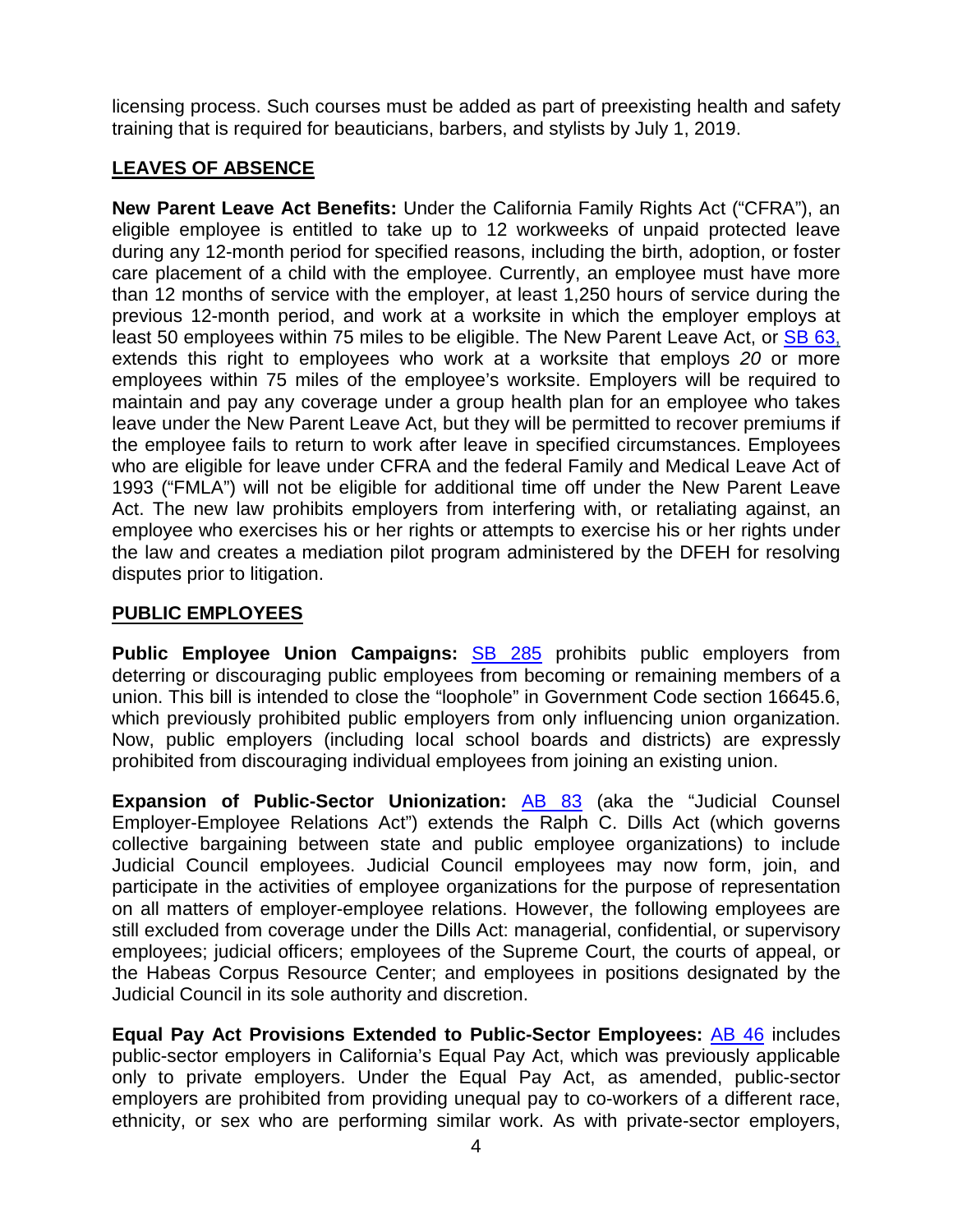licensing process. Such courses must be added as part of preexisting health and safety training that is required for beauticians, barbers, and stylists by July 1, 2019.

## LEAVES OF ABSENCE

**New Parent Leave Act Benefits:** Under the California Family Rights Act ("CFRA"), an eligible employee is entitled to take up to 12 workweeks of unpaid protected leave during any 12-month period for specified reasons, including the birth, adoption, or foster care placement of a child with the employee. Currently, an employee must have more than 12 months of service with the employer, at least 1,250 hours of service during the previous 12-month period, and work at a worksite in which the employer employs at least 50 employees within 75 miles to be eligible. The New Parent Leave Act, or SB 63, extends this right to employees who work at a worksite that employs *20* or more employees within 75 miles of the employee's worksite. Employers will be required to maintain and pay any coverage under a group health plan for an employee who takes leave under the New Parent Leave Act, but they will be permitted to recover premiums if the employee fails to return to work after leave in specified circumstances. Employees who are eligible for leave under CFRA and the federal Family and Medical Leave Act of 1993 ("FMLA") will not be eligible for additional time off under the New Parent Leave Act. The new law prohibits employers from interfering with, or retaliating against, an employee who exercises his or her rights or attempts to exercise his or her rights under the law and creates a mediation pilot program administered by the DFEH for resolving disputes prior to litigation.

## PUBLIC EMPLOYEES

**Public Employee Union Campaigns:** SB 285 prohibits public employers from deterring or discouraging public employees from becoming or remaining members of a union. This bill is intended to close the "loophole" in Government Code section 16645.6, which previously prohibited public employers from only influencing union organization. Now, public employers (including local school boards and districts) are expressly prohibited from discouraging individual employees from joining an existing union.

**Expansion of Public-Sector Unionization:** AB 83 (aka the "Judicial Counsel Employer-Employee Relations Act") extends the Ralph C. Dills Act (which governs collective bargaining between state and public employee organizations) to include Judicial Council employees. Judicial Council employees may now form, join, and participate in the activities of employee organizations for the purpose of representation on all matters of employer-employee relations. However, the following employees are still excluded from coverage under the Dills Act: managerial, confidential, or supervisory employees; judicial officers; employees of the Supreme Court, the courts of appeal, or the Habeas Corpus Resource Center; and employees in positions designated by the Judicial Council in its sole authority and discretion.

**Equal Pay Act Provisions Extended to Public-Sector Employees:** AB 46 includes public-sector employers in California's Equal Pay Act, which was previously applicable only to private employers. Under the Equal Pay Act, as amended, public-sector employers are prohibited from providing unequal pay to co-workers of a different race, ethnicity, or sex who are performing similar work. As with private-sector employers,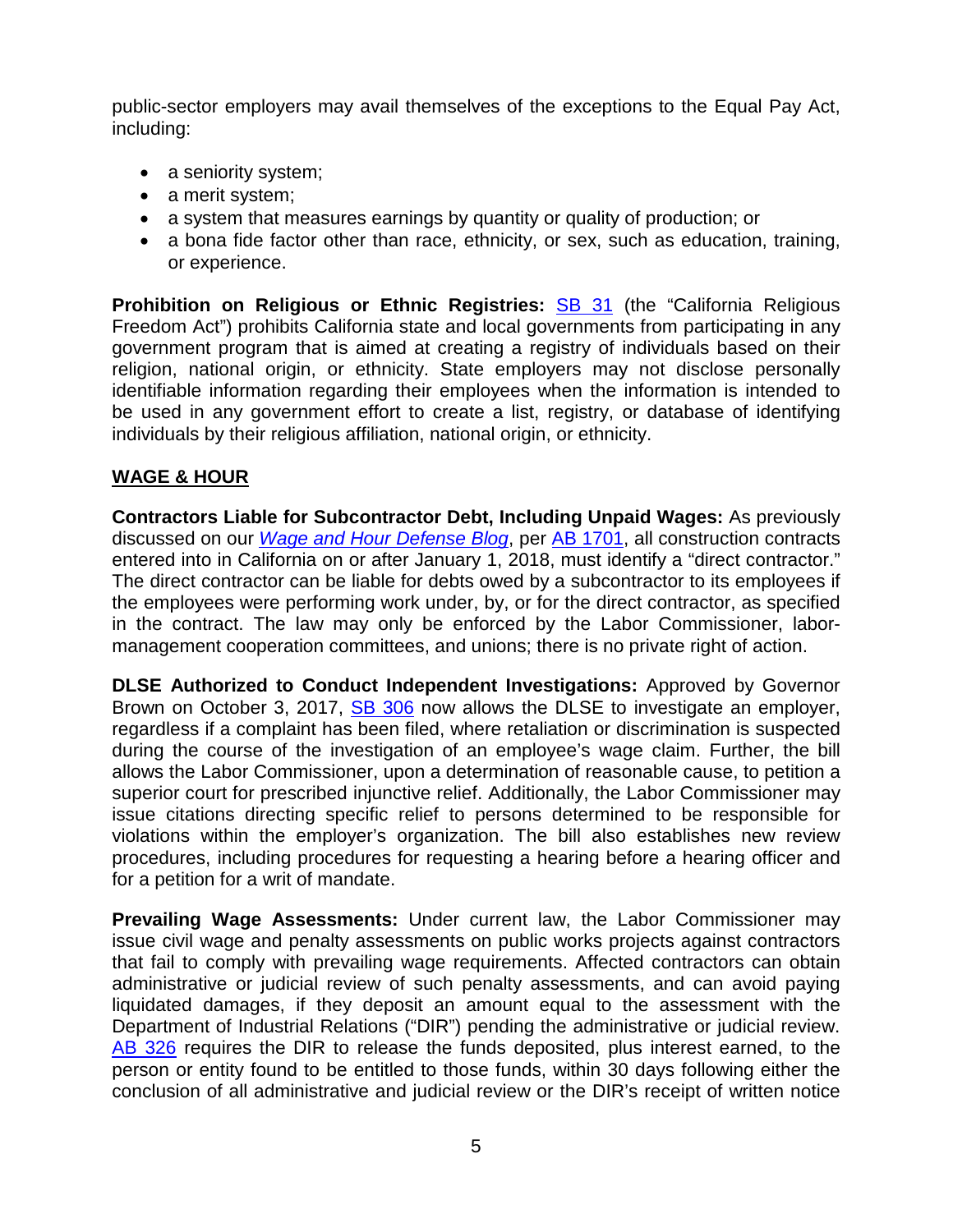public-sector employers may avail themselves of the exceptions to the Equal Pay Act, including:

- a seniority system;
- a merit system;
- a system that measures earnings by quantity or quality of production; or
- a bona fide factor other than race, ethnicity, or sex, such as education, training, or experience.

**Prohibition on Religious or Ethnic Registries:** SB 31 (the "California Religious Freedom Act") prohibits California state and local governments from participating in any government program that is aimed at creating a registry of individuals based on their religion, national origin, or ethnicity. State employers may not disclose personally identifiable information regarding their employees when the information is intended to be used in any government effort to create a list, registry, or database of identifying individuals by their religious affiliation, national origin, or ethnicity.

## WAGE & HOUR

**Contractors Liable for Subcontractor Debt, Including Unpaid Wages:** As previously discussed on our *Wage and Hour Defense Blog*, per AB 1701, all construction contracts entered into in California on or after January 1, 2018, must identify a "direct contractor." The direct contractor can be liable for debts owed by a subcontractor to its employees if the employees were performing work under, by, or for the direct contractor, as specified in the contract. The law may only be enforced by the Labor Commissioner, labor-management cooperation committees, and unions; there is no private right of action.

**DLSE Authorized to Conduct Independent Investigations:** Approved by Governor Brown on October 3, 2017, SB 306 now allows the DLSE to investigate an employer, regardless if a complaint has been filed, where retaliation or discrimination is suspected during the course of the investigation of an employee's wage claim. Further, the bill allows the Labor Commissioner, upon a determination of reasonable cause, to petition a superior court for prescribed injunctive relief. Additionally, the Labor Commissioner may issue citations directing specific relief to persons determined to be responsible for violations within the employer's organization. The bill also establishes new review procedures, including procedures for requesting a hearing before a hearing officer and for a petition for a writ of mandate.

**Prevailing Wage Assessments:** Under current law, the Labor Commissioner may issue civil wage and penalty assessments on public works projects against contractors that fail to comply with prevailing wage requirements. Affected contractors can obtain administrative or judicial review of such penalty assessments, and can avoid paying liquidated damages, if they deposit an amount equal to the assessment with the Department of Industrial Relations ("DIR") pending the administrative or judicial review. AB 326 requires the DIR to release the funds deposited, plus interest earned, to the person or entity found to be entitled to those funds, within 30 days following either the conclusion of all administrative and judicial review or the DIR's receipt of written notice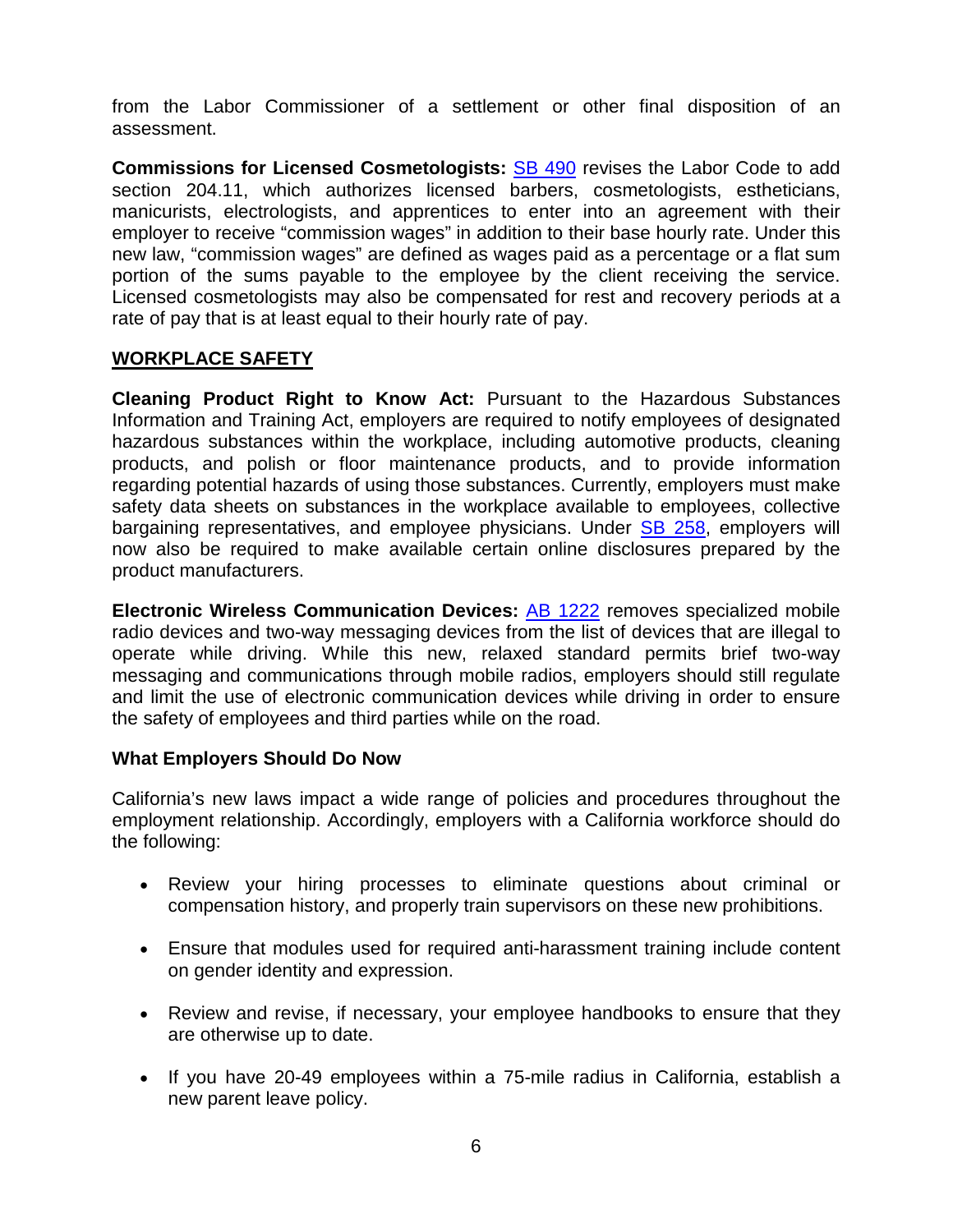from the Labor Commissioner of a settlement or other final disposition of an assessment.

**Commissions for Licensed Cosmetologists:** SB 490 revises the Labor Code to add section 204.11, which authorizes licensed barbers, cosmetologists, estheticians, manicurists, electrologists, and apprentices to enter into an agreement with their employer to receive "commission wages" in addition to their base hourly rate. Under this new law, "commission wages" are defined as wages paid as a percentage or a flat sum portion of the sums payable to the employee by the client receiving the service. Licensed cosmetologists may also be compensated for rest and recovery periods at a rate of pay that is at least equal to their hourly rate of pay.

## WORKPLACE SAFETY

**Cleaning Product Right to Know Act:** Pursuant to the Hazardous Substances Information and Training Act, employers are required to notify employees of designated hazardous substances within the workplace, including automotive products, cleaning products, and polish or floor maintenance products, and to provide information regarding potential hazards of using those substances. Currently, employers must make safety data sheets on substances in the workplace available to employees, collective bargaining representatives, and employee physicians. Under SB 258, employers will now also be required to make available certain online disclosures prepared by the product manufacturers.

**Electronic Wireless Communication Devices:** AB 1222 removes specialized mobile radio devices and two-way messaging devices from the list of devices that are illegal to operate while driving. While this new, relaxed standard permits brief two-way messaging and communications through mobile radios, employers should still regulate and limit the use of electronic communication devices while driving in order to ensure the safety of employees and third parties while on the road.

### What Employers Should Do Now

California's new laws impact a wide range of policies and procedures throughout the employment relationship. Accordingly, employers with a California workforce should do the following:

- Review your hiring processes to eliminate questions about criminal or compensation history, and properly train supervisors on these new prohibitions.
- Ensure that modules used for required anti-harassment training include content on gender identity and expression.
- Review and revise, if necessary, your employee handbooks to ensure that they are otherwise up to date.
- If you have 20-49 employees within a 75-mile radius in California, establish a new parent leave policy.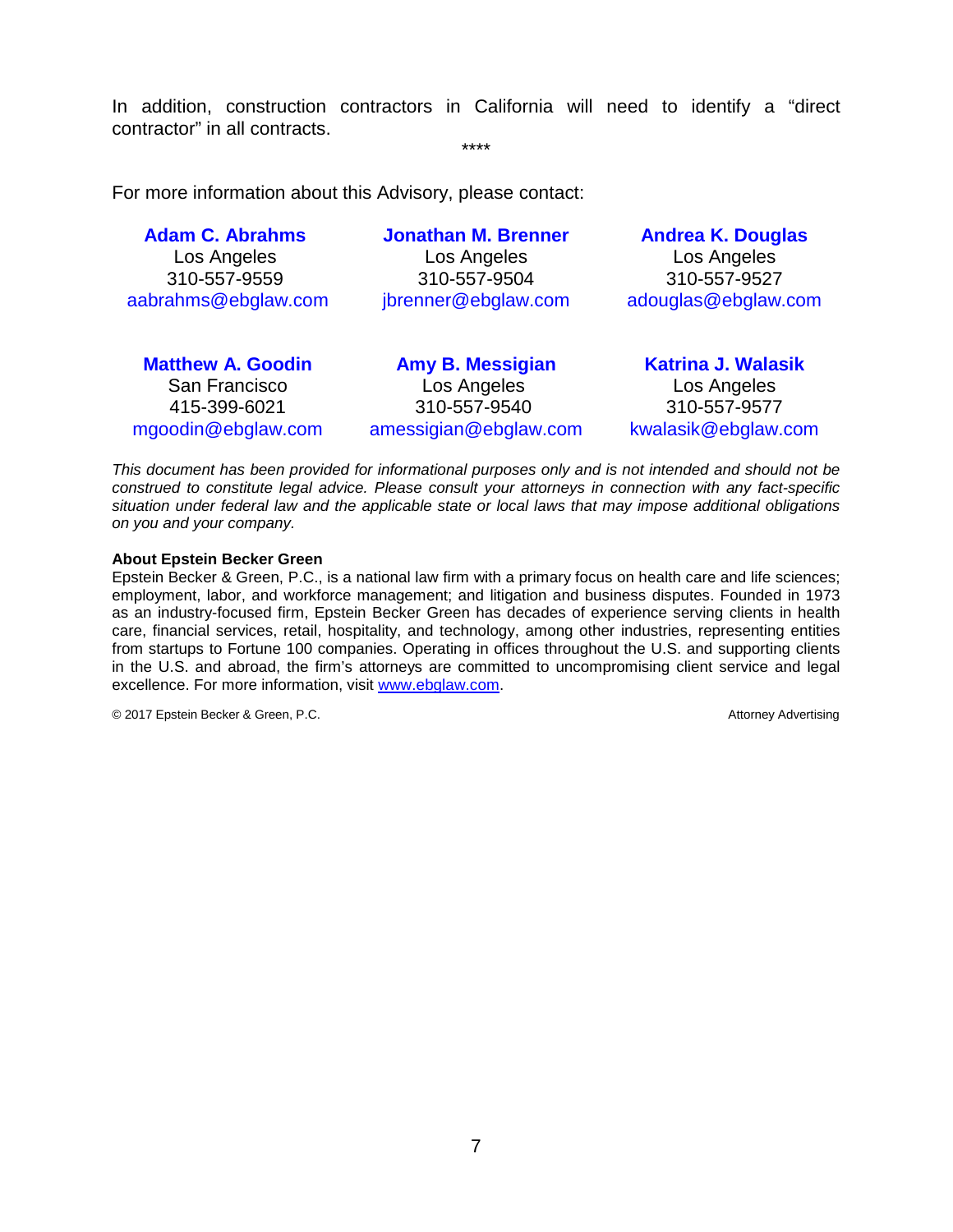In addition, construction contractors in California will need to identify a "direct contractor" in all contracts.

****

For more information about this Advisory, please contact:

**Adam C. Abrahms**
Los Angeles
310-557-9559
aabrahms@ebglaw.com

**Jonathan M. Brenner**
Los Angeles
310-557-9504
jbrenner@ebglaw.com

**Andrea K. Douglas**
Los Angeles
310-557-9527
adouglas@ebglaw.com

**Matthew A. Goodin**
San Francisco
415-399-6021
mgoodin@ebglaw.com

**Amy B. Messigian**
Los Angeles
310-557-9540
amessigian@ebglaw.com

**Katrina J. Walasik**
Los Angeles
310-557-9577
kwalasik@ebglaw.com

*This document has been provided for informational purposes only and is not intended and should not be construed to constitute legal advice. Please consult your attorneys in connection with any fact-specific situation under federal law and the applicable state or local laws that may impose additional obligations on you and your company.*

**About Epstein Becker Green**

Epstein Becker & Green, P.C., is a national law firm with a primary focus on health care and life sciences; employment, labor, and workforce management; and litigation and business disputes. Founded in 1973 as an industry-focused firm, Epstein Becker Green has decades of experience serving clients in health care, financial services, retail, hospitality, and technology, among other industries, representing entities from startups to Fortune 100 companies. Operating in offices throughout the U.S. and supporting clients in the U.S. and abroad, the firm's attorneys are committed to uncompromising client service and legal excellence. For more information, visit www.ebglaw.com.

© 2017 Epstein Becker & Green, P.C. Attorney Advertising